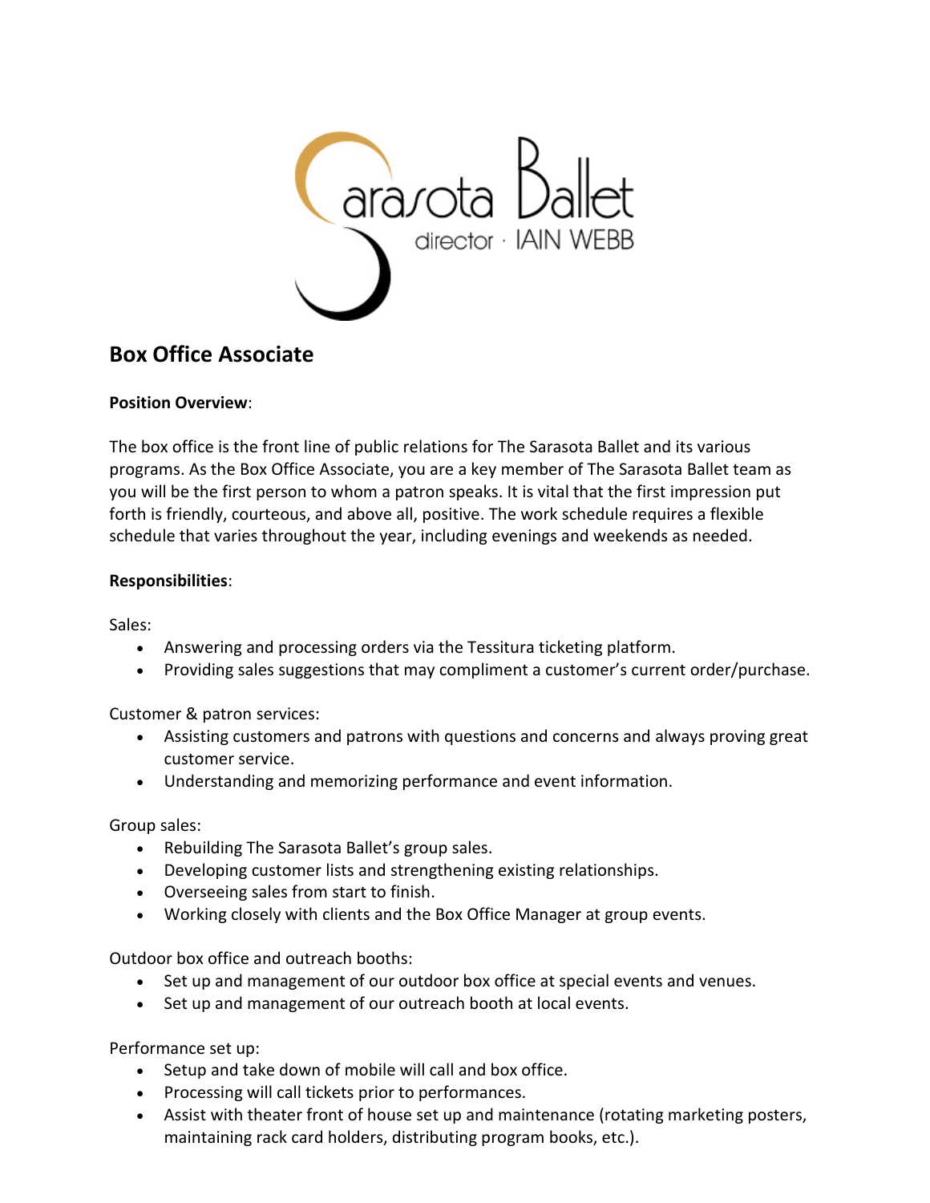# Box Office Associate

**Position Overview**:

The box office is the front line of public relations for The Sarasota Ballet and its various programs. As the Box Office Associate, you are a key member of The Sarasota Ballet team as you will be the first person to whom a patron speaks. It is vital that the first impression put forth is friendly, courteous, and above all, positive. The work schedule requires a flexible schedule that varies throughout the year, including evenings and weekends as needed.

**Responsibilities**:

Sales:

- Answering and processing orders via the Tessitura ticketing platform.
- Providing sales suggestions that may compliment a customer's current order/purchase.

Customer & patron services:

- Assisting customers and patrons with questions and concerns and always proving great customer service.
- Understanding and memorizing performance and event information.

Group sales:

- Rebuilding The Sarasota Ballet's group sales.
- Developing customer lists and strengthening existing relationships.
- Overseeing sales from start to finish.
- Working closely with clients and the Box Office Manager at group events.

Outdoor box office and outreach booths:

- Set up and management of our outdoor box office at special events and venues.
- Set up and management of our outreach booth at local events.

Performance set up:

- Setup and take down of mobile will call and box office.
- Processing will call tickets prior to performances.
- Assist with theater front of house set up and maintenance (rotating marketing posters, maintaining rack card holders, distributing program books, etc.).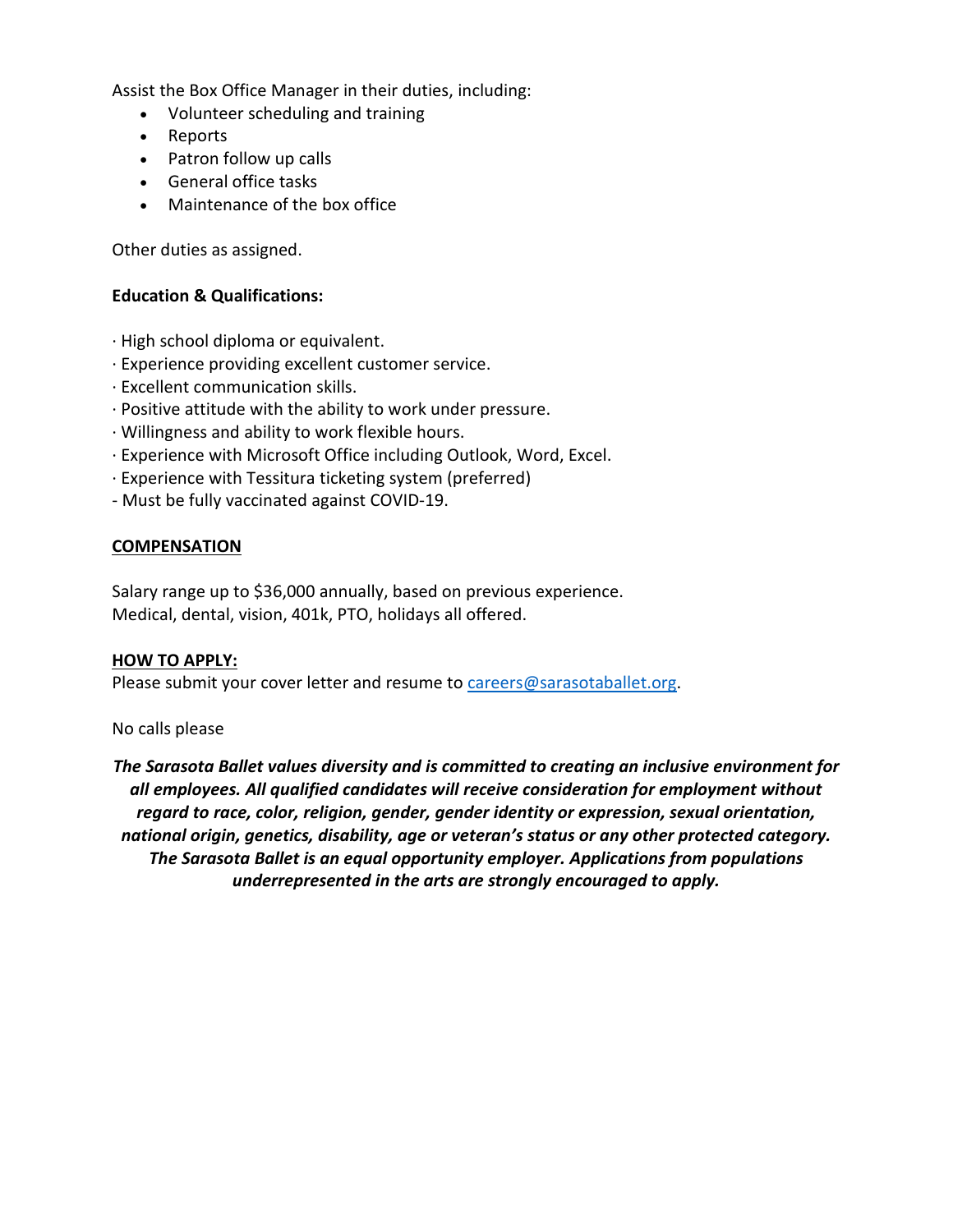Assist the Box Office Manager in their duties, including:

- Volunteer scheduling and training
- Reports
- Patron follow up calls
- General office tasks
- Maintenance of the box office

Other duties as assigned.

**Education & Qualifications:**

· High school diploma or equivalent.
· Experience providing excellent customer service.
· Excellent communication skills.
· Positive attitude with the ability to work under pressure.
· Willingness and ability to work flexible hours.
· Experience with Microsoft Office including Outlook, Word, Excel.
· Experience with Tessitura ticketing system (preferred)
- Must be fully vaccinated against COVID-19.

**COMPENSATION**

Salary range up to $36,000 annually, based on previous experience.
Medical, dental, vision, 401k, PTO, holidays all offered.

**HOW TO APPLY:**
Please submit your cover letter and resume to careers@sarasotaballet.org.

No calls please

***The Sarasota Ballet values diversity and is committed to creating an inclusive environment for all employees. All qualified candidates will receive consideration for employment without regard to race, color, religion, gender, gender identity or expression, sexual orientation, national origin, genetics, disability, age or veteran's status or any other protected category. The Sarasota Ballet is an equal opportunity employer. Applications from populations underrepresented in the arts are strongly encouraged to apply.***